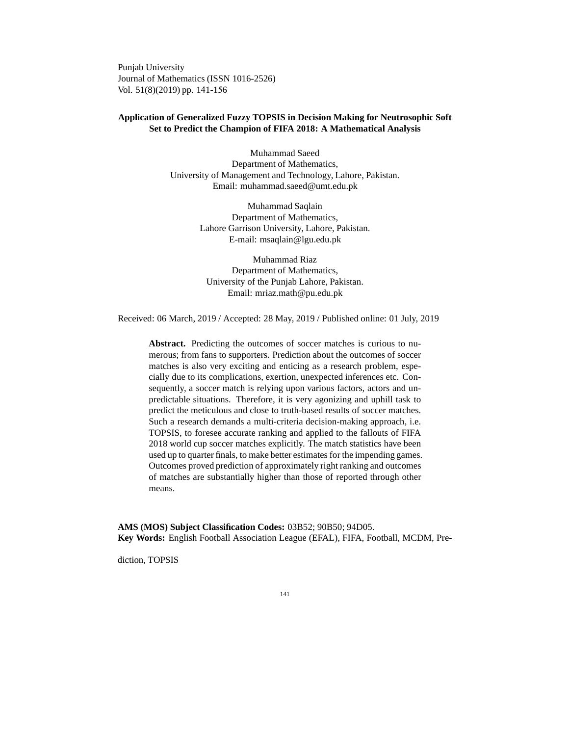Punjab University
Journal of Mathematics (ISSN 1016-2526)
Vol. 51(8)(2019) pp. 141-156

# Application of Generalized Fuzzy TOPSIS in Decision Making for Neutrosophic Soft Set to Predict the Champion of FIFA 2018: A Mathematical Analysis

Muhammad Saeed
Department of Mathematics,
University of Management and Technology, Lahore, Pakistan.
Email: muhammad.saeed@umt.edu.pk

Muhammad Saqlain
Department of Mathematics,
Lahore Garrison University, Lahore, Pakistan.
E-mail: msaqlain@lgu.edu.pk

Muhammad Riaz
Department of Mathematics,
University of the Punjab Lahore, Pakistan.
Email: mriaz.math@pu.edu.pk

Received: 06 March, 2019 / Accepted: 28 May, 2019 / Published online: 01 July, 2019

**Abstract.** Predicting the outcomes of soccer matches is curious to numerous; from fans to supporters. Prediction about the outcomes of soccer matches is also very exciting and enticing as a research problem, especially due to its complications, exertion, unexpected inferences etc. Consequently, a soccer match is relying upon various factors, actors and unpredictable situations. Therefore, it is very agonizing and uphill task to predict the meticulous and close to truth-based results of soccer matches. Such a research demands a multi-criteria decision-making approach, i.e. TOPSIS, to foresee accurate ranking and applied to the fallouts of FIFA 2018 world cup soccer matches explicitly. The match statistics have been used up to quarter finals, to make better estimates for the impending games. Outcomes proved prediction of approximately right ranking and outcomes of matches are substantially higher than those of reported through other means.

**AMS (MOS) Subject Classification Codes:** 03B52; 90B50; 94D05.
**Key Words:** English Football Association League (EFAL), FIFA, Football, MCDM, Prediction, TOPSIS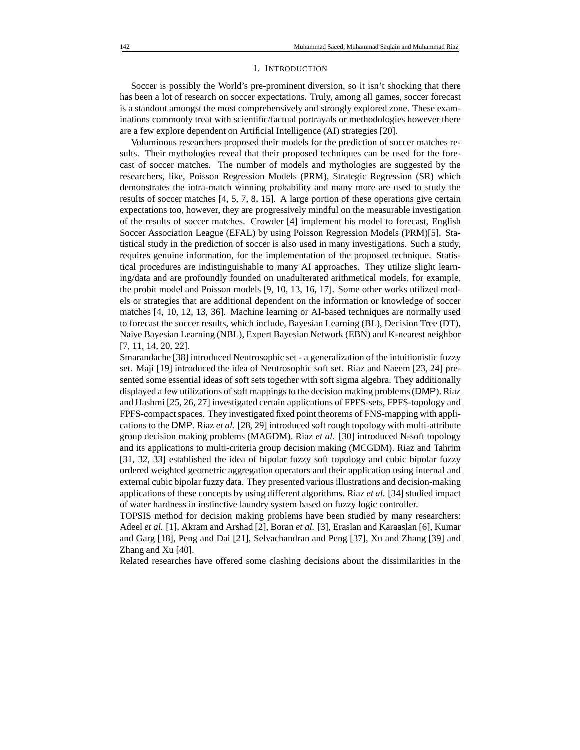## 1. Introduction

Soccer is possibly the World's pre-prominent diversion, so it isn't shocking that there has been a lot of research on soccer expectations. Truly, among all games, soccer forecast is a standout amongst the most comprehensively and strongly explored zone. These examinations commonly treat with scientific/factual portrayals or methodologies however there are a few explore dependent on Artificial Intelligence (AI) strategies [20].

Voluminous researchers proposed their models for the prediction of soccer matches results. Their mythologies reveal that their proposed techniques can be used for the forecast of soccer matches. The number of models and mythologies are suggested by the researchers, like, Poisson Regression Models (PRM), Strategic Regression (SR) which demonstrates the intra-match winning probability and many more are used to study the results of soccer matches [4, 5, 7, 8, 15]. A large portion of these operations give certain expectations too, however, they are progressively mindful on the measurable investigation of the results of soccer matches. Crowder [4] implement his model to forecast, English Soccer Association League (EFAL) by using Poisson Regression Models (PRM)[5]. Statistical study in the prediction of soccer is also used in many investigations. Such a study, requires genuine information, for the implementation of the proposed technique. Statistical procedures are indistinguishable to many AI approaches. They utilize slight learning/data and are profoundly founded on unadulterated arithmetical models, for example, the probit model and Poisson models [9, 10, 13, 16, 17]. Some other works utilized models or strategies that are additional dependent on the information or knowledge of soccer matches [4, 10, 12, 13, 36]. Machine learning or AI-based techniques are normally used to forecast the soccer results, which include, Bayesian Learning (BL), Decision Tree (DT), Naive Bayesian Learning (NBL), Expert Bayesian Network (EBN) and K-nearest neighbor [7, 11, 14, 20, 22].

Smarandache [38] introduced Neutrosophic set - a generalization of the intuitionistic fuzzy set. Maji [19] introduced the idea of Neutrosophic soft set. Riaz and Naeem [23, 24] presented some essential ideas of soft sets together with soft sigma algebra. They additionally displayed a few utilizations of soft mappings to the decision making problems (DMP). Riaz and Hashmi [25, 26, 27] investigated certain applications of FPFS-sets, FPFS-topology and FPFS-compact spaces. They investigated fixed point theorems of FNS-mapping with applications to the DMP. Riaz *et al.* [28, 29] introduced soft rough topology with multi-attribute group decision making problems (MAGDM). Riaz *et al.* [30] introduced N-soft topology and its applications to multi-criteria group decision making (MCGDM). Riaz and Tahrim [31, 32, 33] established the idea of bipolar fuzzy soft topology and cubic bipolar fuzzy ordered weighted geometric aggregation operators and their application using internal and external cubic bipolar fuzzy data. They presented various illustrations and decision-making applications of these concepts by using different algorithms. Riaz *et al.* [34] studied impact of water hardness in instinctive laundry system based on fuzzy logic controller.

TOPSIS method for decision making problems have been studied by many researchers: Adeel *et al.* [1], Akram and Arshad [2], Boran *et al.* [3], Eraslan and Karaaslan [6], Kumar and Garg [18], Peng and Dai [21], Selvachandran and Peng [37], Xu and Zhang [39] and Zhang and Xu [40].

Related researches have offered some clashing decisions about the dissimilarities in the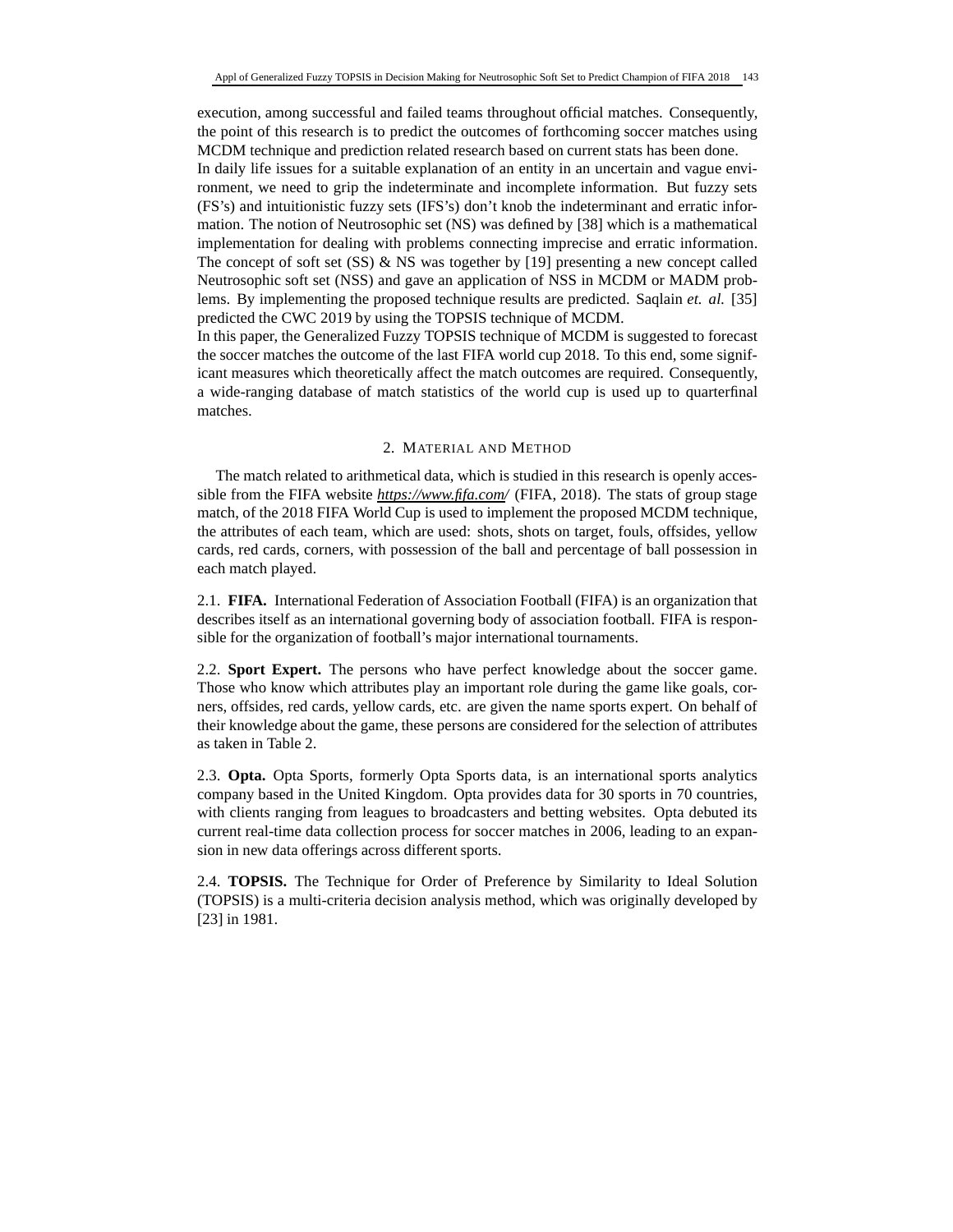execution, among successful and failed teams throughout official matches. Consequently, the point of this research is to predict the outcomes of forthcoming soccer matches using MCDM technique and prediction related research based on current stats has been done.

In daily life issues for a suitable explanation of an entity in an uncertain and vague environment, we need to grip the indeterminate and incomplete information. But fuzzy sets (FS's) and intuitionistic fuzzy sets (IFS's) don't knob the indeterminant and erratic information. The notion of Neutrosophic set (NS) was defined by [38] which is a mathematical implementation for dealing with problems connecting imprecise and erratic information. The concept of soft set (SS) & NS was together by [19] presenting a new concept called Neutrosophic soft set (NSS) and gave an application of NSS in MCDM or MADM problems. By implementing the proposed technique results are predicted. Saqlain *et. al.* [35] predicted the CWC 2019 by using the TOPSIS technique of MCDM.

In this paper, the Generalized Fuzzy TOPSIS technique of MCDM is suggested to forecast the soccer matches the outcome of the last FIFA world cup 2018. To this end, some significant measures which theoretically affect the match outcomes are required. Consequently, a wide-ranging database of match statistics of the world cup is used up to quarterfinal matches.

## 2. Material and Method

The match related to arithmetical data, which is studied in this research is openly accessible from the FIFA website *https://www.fifa.com/* (FIFA, 2018). The stats of group stage match, of the 2018 FIFA World Cup is used to implement the proposed MCDM technique, the attributes of each team, which are used: shots, shots on target, fouls, offsides, yellow cards, red cards, corners, with possession of the ball and percentage of ball possession in each match played.

2.1. **FIFA.** International Federation of Association Football (FIFA) is an organization that describes itself as an international governing body of association football. FIFA is responsible for the organization of football's major international tournaments.

2.2. **Sport Expert.** The persons who have perfect knowledge about the soccer game. Those who know which attributes play an important role during the game like goals, corners, offsides, red cards, yellow cards, etc. are given the name sports expert. On behalf of their knowledge about the game, these persons are considered for the selection of attributes as taken in Table 2.

2.3. **Opta.** Opta Sports, formerly Opta Sports data, is an international sports analytics company based in the United Kingdom. Opta provides data for 30 sports in 70 countries, with clients ranging from leagues to broadcasters and betting websites. Opta debuted its current real-time data collection process for soccer matches in 2006, leading to an expansion in new data offerings across different sports.

2.4. **TOPSIS.** The Technique for Order of Preference by Similarity to Ideal Solution (TOPSIS) is a multi-criteria decision analysis method, which was originally developed by [23] in 1981.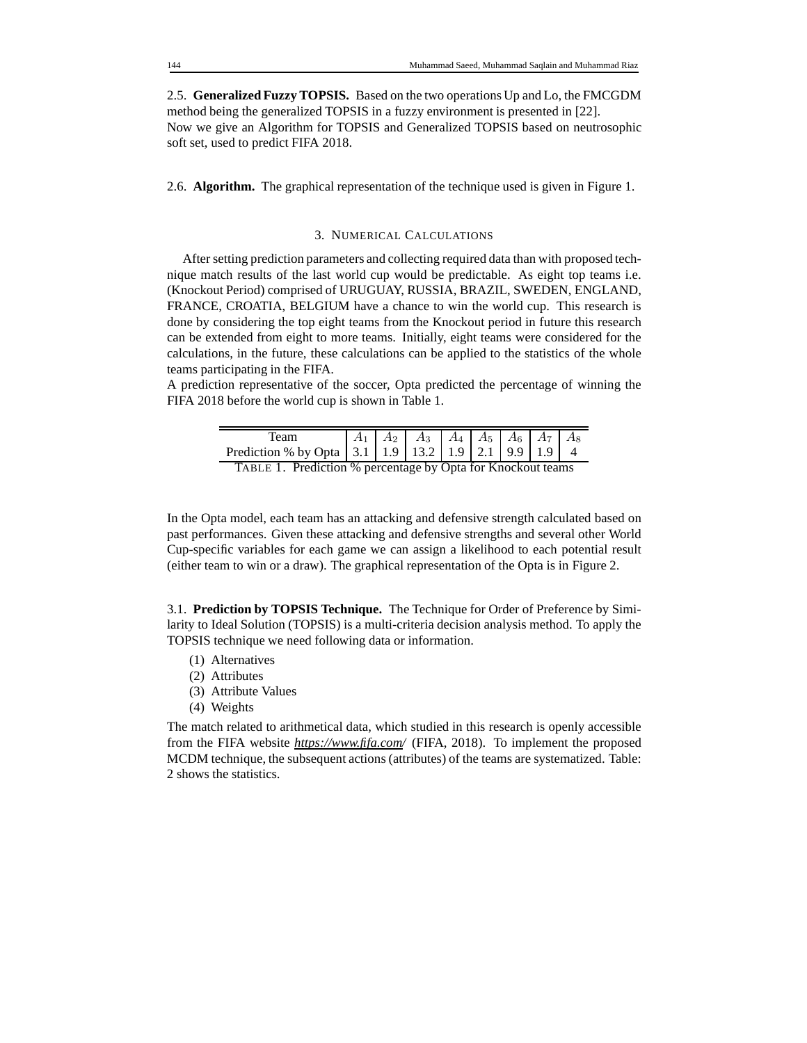2.5. **Generalized Fuzzy TOPSIS.** Based on the two operations Up and Lo, the FMCGDM method being the generalized TOPSIS in a fuzzy environment is presented in [22].
Now we give an Algorithm for TOPSIS and Generalized TOPSIS based on neutrosophic soft set, used to predict FIFA 2018.

2.6. **Algorithm.** The graphical representation of the technique used is given in Figure 1.

## 3. Numerical Calculations

After setting prediction parameters and collecting required data than with proposed technique match results of the last world cup would be predictable. As eight top teams i.e. (Knockout Period) comprised of URUGUAY, RUSSIA, BRAZIL, SWEDEN, ENGLAND, FRANCE, CROATIA, BELGIUM have a chance to win the world cup. This research is done by considering the top eight teams from the Knockout period in future this research can be extended from eight to more teams. Initially, eight teams were considered for the calculations, in the future, these calculations can be applied to the statistics of the whole teams participating in the FIFA.
A prediction representative of the soccer, Opta predicted the percentage of winning the FIFA 2018 before the world cup is shown in Table 1.

| Team | $A_1$ | $A_2$ | $A_3$ | $A_4$ | $A_5$ | $A_6$ | $A_7$ | $A_8$ |
|---|---|---|---|---|---|---|---|---|
| Prediction % by Opta | 3.1 | 1.9 | 13.2 | 1.9 | 2.1 | 9.9 | 1.9 | 4 |

TABLE 1. Prediction % percentage by Opta for Knockout teams

In the Opta model, each team has an attacking and defensive strength calculated based on past performances. Given these attacking and defensive strengths and several other World Cup-specific variables for each game we can assign a likelihood to each potential result (either team to win or a draw). The graphical representation of the Opta is in Figure 2.

3.1. **Prediction by TOPSIS Technique.** The Technique for Order of Preference by Similarity to Ideal Solution (TOPSIS) is a multi-criteria decision analysis method. To apply the TOPSIS technique we need following data or information.

(1) Alternatives
(2) Attributes
(3) Attribute Values
(4) Weights

The match related to arithmetical data, which studied in this research is openly accessible from the FIFA website *https://www.fifa.com/* (FIFA, 2018). To implement the proposed MCDM technique, the subsequent actions (attributes) of the teams are systematized. Table: 2 shows the statistics.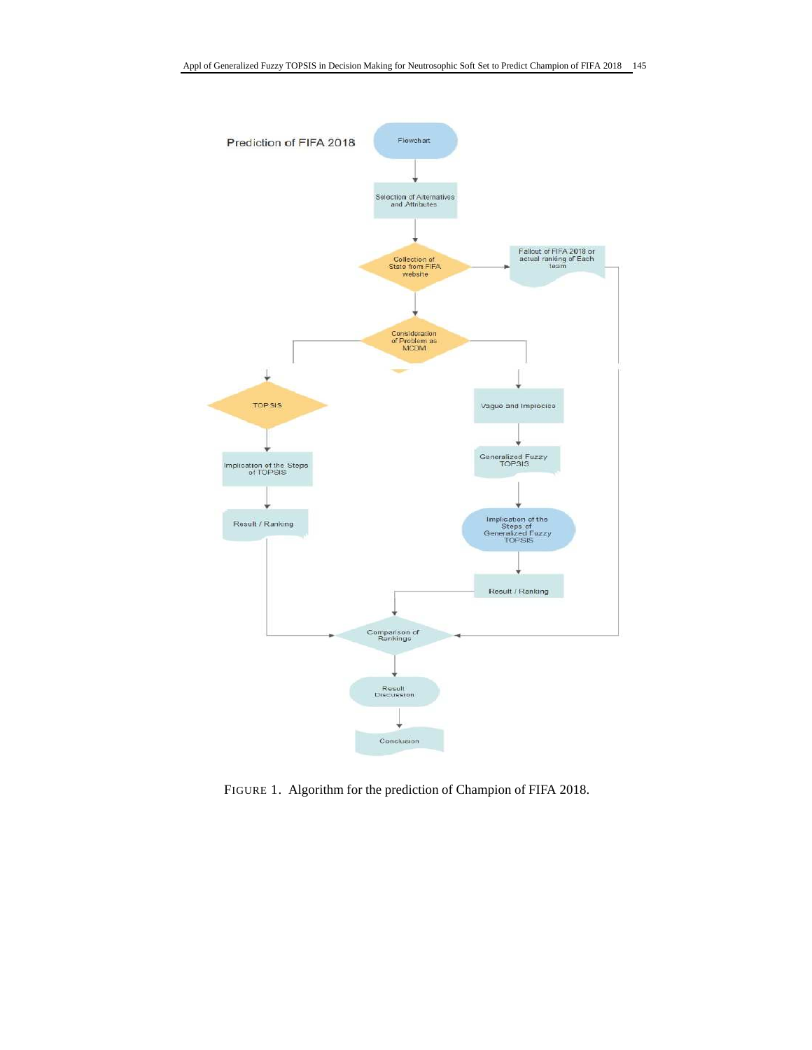Prediction of FIFA 2018

Flowchart

Selection of Alternatives and Attributes

Collection of State from FIFA website

Fallout of FIFA 2018 or actual ranking of Each team

Consideration of Problem as MCDM

TOPSIS

Implication of the Steps of TOPSIS

Result / Ranking

Vague and Imprecise

Generalized Fuzzy TOPSIS

Implication of the Steps of Generalized Fuzzy TOPSIS

Result / Ranking

Comparison of Rankings

Result Discussion

Conclusion

FIGURE 1. Algorithm for the prediction of Champion of FIFA 2018.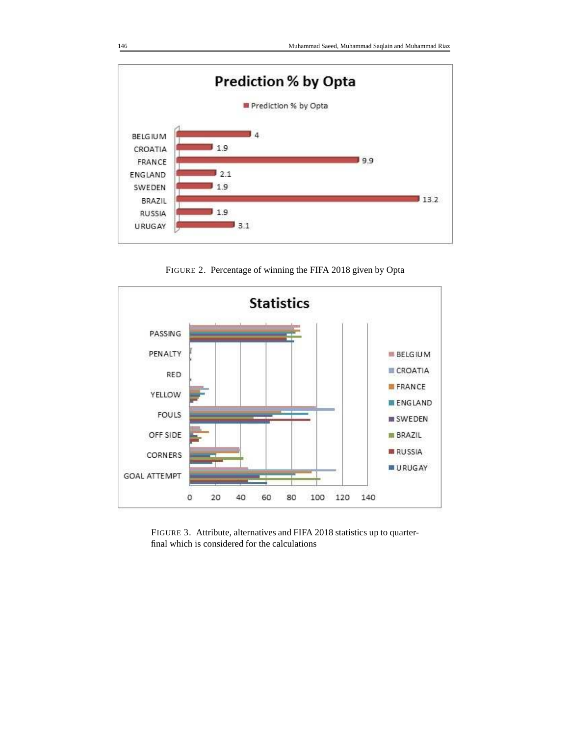FIGURE 2. Percentage of winning the FIFA 2018 given by Opta

FIGURE 3. Attribute, alternatives and FIFA 2018 statistics up to quarter-final which is considered for the calculations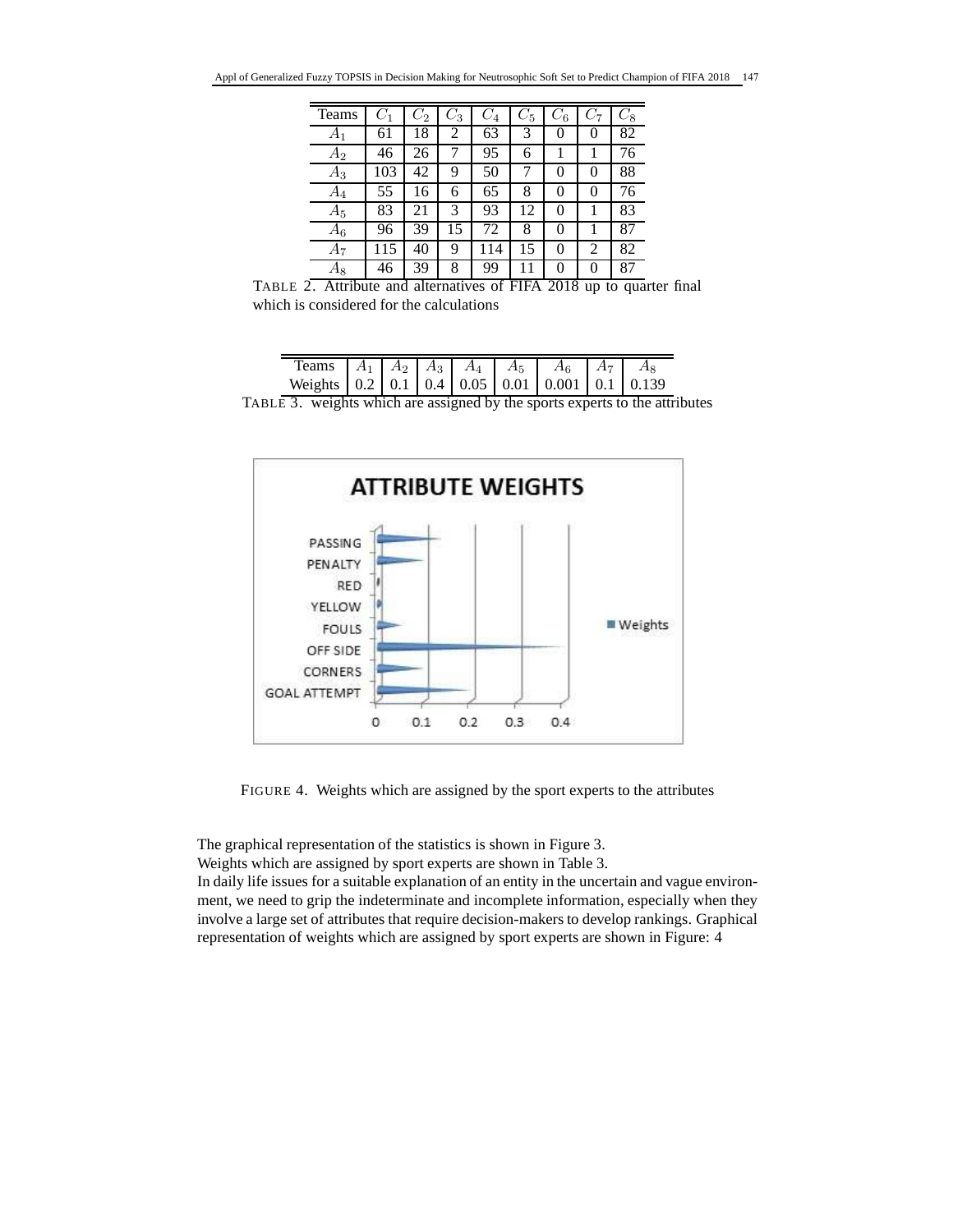| Teams | $C_1$ | $C_2$ | $C_3$ | $C_4$ | $C_5$ | $C_6$ | $C_7$ | $C_8$ |
|---|---|---|---|---|---|---|---|---|
| $A_1$ | 61 | 18 | 2 | 63 | 3 | 0 | 0 | 82 |
| $A_2$ | 46 | 26 | 7 | 95 | 6 | 1 | 1 | 76 |
| $A_3$ | 103 | 42 | 9 | 50 | 7 | 0 | 0 | 88 |
| $A_4$ | 55 | 16 | 6 | 65 | 8 | 0 | 0 | 76 |
| $A_5$ | 83 | 21 | 3 | 93 | 12 | 0 | 1 | 83 |
| $A_6$ | 96 | 39 | 15 | 72 | 8 | 0 | 1 | 87 |
| $A_7$ | 115 | 40 | 9 | 114 | 15 | 0 | 2 | 82 |
| $A_8$ | 46 | 39 | 8 | 99 | 11 | 0 | 0 | 87 |

TABLE 2. Attribute and alternatives of FIFA 2018 up to quarter final which is considered for the calculations

| Teams | $A_1$ | $A_2$ | $A_3$ | $A_4$ | $A_5$ | $A_6$ | $A_7$ | $A_8$ |
|---|---|---|---|---|---|---|---|---|
| Weights | 0.2 | 0.1 | 0.4 | 0.05 | 0.01 | 0.001 | 0.1 | 0.139 |

TABLE 3. weights which are assigned by the sports experts to the attributes

FIGURE 4. Weights which are assigned by the sport experts to the attributes

The graphical representation of the statistics is shown in Figure 3.
Weights which are assigned by sport experts are shown in Table 3.
In daily life issues for a suitable explanation of an entity in the uncertain and vague environment, we need to grip the indeterminate and incomplete information, especially when they involve a large set of attributes that require decision-makers to develop rankings. Graphical representation of weights which are assigned by sport experts are shown in Figure: 4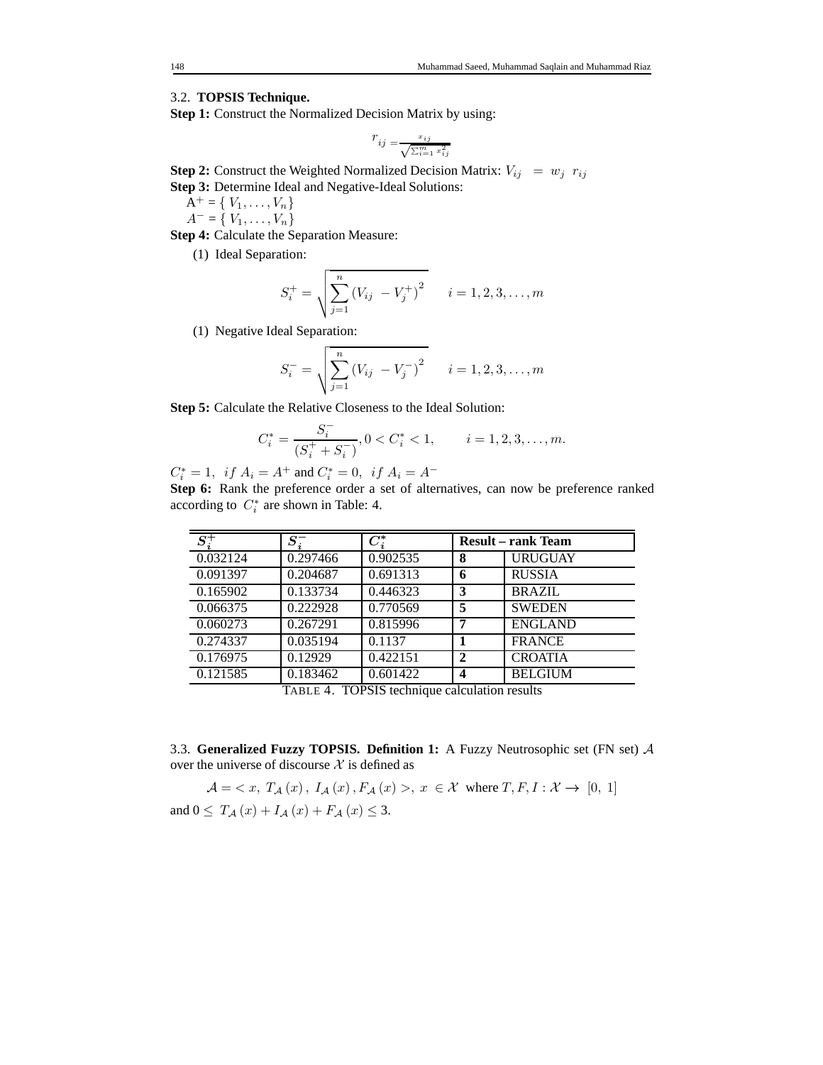3.2. **TOPSIS Technique.**

**Step 1:** Construct the Normalized Decision Matrix by using:

$$r_{ij} = \frac{x_{ij}}{\sqrt{\sum_{i=1}^{m} x_{ij}^2}}$$

**Step 2:** Construct the Weighted Normalized Decision Matrix: $V_{ij} = w_j \ r_{ij}$

**Step 3:** Determine Ideal and Negative-Ideal Solutions:

$A^+ = \{ V_1, \ldots, V_n \}$

$A^- = \{ V_1, \ldots, V_n \}$

**Step 4:** Calculate the Separation Measure:

(1) Ideal Separation:

$$S_i^+ = \sqrt{\sum_{j=1}^{n} \left(V_{ij} - V_j^+\right)^2} \qquad i = 1, 2, 3, \ldots, m$$

(1) Negative Ideal Separation:

$$S_i^- = \sqrt{\sum_{j=1}^{n} \left(V_{ij} - V_j^-\right)^2} \qquad i = 1, 2, 3, \ldots, m$$

**Step 5:** Calculate the Relative Closeness to the Ideal Solution:

$$C_i^* = \frac{S_i^-}{(S_i^+ + S_i^-)}, 0 < C_i^* < 1, \qquad i = 1, 2, 3, \ldots, m.$$

$C_i^* = 1, \ if \ A_i = A^+$ and $C_i^* = 0, \ if \ A_i = A^-$

**Step 6:** Rank the preference order a set of alternatives, can now be preference ranked according to $C_i^*$ are shown in Table: 4.

| $S_i^+$ | $S_i^-$ | $C_i^*$ | **Result – rank Team** | |
|---|---|---|---|---|
| 0.032124 | 0.297466 | 0.902535 | **8** | URUGUAY |
| 0.091397 | 0.204687 | 0.691313 | **6** | RUSSIA |
| 0.165902 | 0.133734 | 0.446323 | **3** | BRAZIL |
| 0.066375 | 0.222928 | 0.770569 | **5** | SWEDEN |
| 0.060273 | 0.267291 | 0.815996 | **7** | ENGLAND |
| 0.274337 | 0.035194 | 0.1137 | **1** | FRANCE |
| 0.176975 | 0.12929 | 0.422151 | **2** | CROATIA |
| 0.121585 | 0.183462 | 0.601422 | **4** | BELGIUM |

TABLE 4. TOPSIS technique calculation results

3.3. **Generalized Fuzzy TOPSIS. Definition 1:** A Fuzzy Neutrosophic set (FN set) $\mathcal{A}$ over the universe of discourse $\mathcal{X}$ is defined as

$$\mathcal{A} = < x, \ T_{\mathcal{A}}(x), \ I_{\mathcal{A}}(x), F_{\mathcal{A}}(x) >, \ x \in \mathcal{X} \ \text{ where } T, F, I : \mathcal{X} \to [0, \ 1]$$

and $0 \leq T_{\mathcal{A}}(x) + I_{\mathcal{A}}(x) + F_{\mathcal{A}}(x) \leq 3$.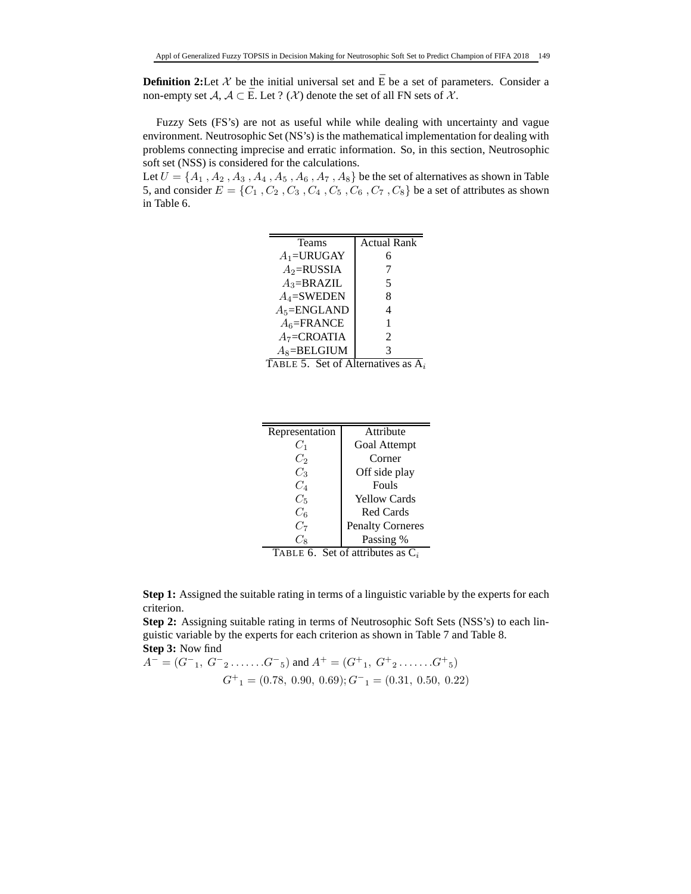**Definition 2:** Let $\mathcal{X}$ be the initial universal set and $\bar{\text{E}}$ be a set of parameters. Consider a non-empty set $\mathcal{A}$, $\mathcal{A} \subset \bar{\text{E}}$. Let ? $(\mathcal{X})$ denote the set of all FN sets of $\mathcal{X}$.

Fuzzy Sets (FS's) are not as useful while while dealing with uncertainty and vague environment. Neutrosophic Set (NS's) is the mathematical implementation for dealing with problems connecting imprecise and erratic information. So, in this section, Neutrosophic soft set (NSS) is considered for the calculations.

Let $U = \{A_1, A_2, A_3, A_4, A_5, A_6, A_7, A_8\}$ be the set of alternatives as shown in Table 5, and consider $E = \{C_1, C_2, C_3, C_4, C_5, C_6, C_7, C_8\}$ be a set of attributes as shown in Table 6.

| Teams | Actual Rank |
|---|---|
| $A_1$=URUGAY | 6 |
| $A_2$=RUSSIA | 7 |
| $A_3$=BRAZIL | 5 |
| $A_4$=SWEDEN | 8 |
| $A_5$=ENGLAND | 4 |
| $A_6$=FRANCE | 1 |
| $A_7$=CROATIA | 2 |
| $A_8$=BELGIUM | 3 |

TABLE 5. Set of Alternatives as $\text{A}_i$

| Representation | Attribute |
|---|---|
| $C_1$ | Goal Attempt |
| $C_2$ | Corner |
| $C_3$ | Off side play |
| $C_4$ | Fouls |
| $C_5$ | Yellow Cards |
| $C_6$ | Red Cards |
| $C_7$ | Penalty Corneres |
| $C_8$ | Passing % |

TABLE 6. Set of attributes as $\text{C}_i$

**Step 1:** Assigned the suitable rating in terms of a linguistic variable by the experts for each criterion.

**Step 2:** Assigning suitable rating in terms of Neutrosophic Soft Sets (NSS's) to each linguistic variable by the experts for each criterion as shown in Table 7 and Table 8.

**Step 3:** Now find

$A^- = (G^-{}_1,\ G^-{}_2 \ldots\ldots.G^-{}_5)$ and $A^+ = (G^+{}_1,\ G^+{}_2 \ldots\ldots.G^+{}_5)$

$$G^+{}_1 = (0.78,\ 0.90,\ 0.69); G^-{}_1 = (0.31,\ 0.50,\ 0.22)$$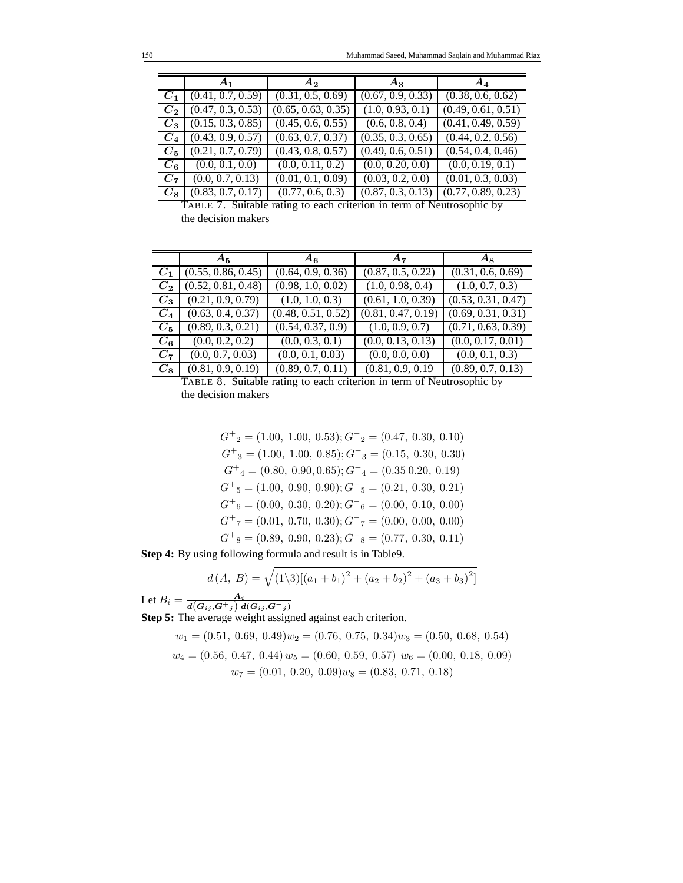|  | $A_1$ | $A_2$ | $A_3$ | $A_4$ |
|---|---|---|---|---|
| $C_1$ | (0.41, 0.7, 0.59) | (0.31, 0.5, 0.69) | (0.67, 0.9, 0.33) | (0.38, 0.6, 0.62) |
| $C_2$ | (0.47, 0.3, 0.53) | (0.65, 0.63, 0.35) | (1.0, 0.93, 0.1) | (0.49, 0.61, 0.51) |
| $C_3$ | (0.15, 0.3, 0.85) | (0.45, 0.6, 0.55) | (0.6, 0.8, 0.4) | (0.41, 0.49, 0.59) |
| $C_4$ | (0.43, 0.9, 0.57) | (0.63, 0.7, 0.37) | (0.35, 0.3, 0.65) | (0.44, 0.2, 0.56) |
| $C_5$ | (0.21, 0.7, 0.79) | (0.43, 0.8, 0.57) | (0.49, 0.6, 0.51) | (0.54, 0.4, 0.46) |
| $C_6$ | (0.0, 0.1, 0.0) | (0.0, 0.11, 0.2) | (0.0, 0.20, 0.0) | (0.0, 0.19, 0.1) |
| $C_7$ | (0.0, 0.7, 0.13) | (0.01, 0.1, 0.09) | (0.03, 0.2, 0.0) | (0.01, 0.3, 0.03) |
| $C_8$ | (0.83, 0.7, 0.17) | (0.77, 0.6, 0.3) | (0.87, 0.3, 0.13) | (0.77, 0.89, 0.23) |

TABLE 7. Suitable rating to each criterion in term of Neutrosophic by the decision makers

|  | $A_5$ | $A_6$ | $A_7$ | $A_8$ |
|---|---|---|---|---|
| $C_1$ | (0.55, 0.86, 0.45) | (0.64, 0.9, 0.36) | (0.87, 0.5, 0.22) | (0.31, 0.6, 0.69) |
| $C_2$ | (0.52, 0.81, 0.48) | (0.98, 1.0, 0.02) | (1.0, 0.98, 0.4) | (1.0, 0.7, 0.3) |
| $C_3$ | (0.21, 0.9, 0.79) | (1.0, 1.0, 0.3) | (0.61, 1.0, 0.39) | (0.53, 0.31, 0.47) |
| $C_4$ | (0.63, 0.4, 0.37) | (0.48, 0.51, 0.52) | (0.81, 0.47, 0.19) | (0.69, 0.31, 0.31) |
| $C_5$ | (0.89, 0.3, 0.21) | (0.54, 0.37, 0.9) | (1.0, 0.9, 0.7) | (0.71, 0.63, 0.39) |
| $C_6$ | (0.0, 0.2, 0.2) | (0.0, 0.3, 0.1) | (0.0, 0.13, 0.13) | (0.0, 0.17, 0.01) |
| $C_7$ | (0.0, 0.7, 0.03) | (0.0, 0.1, 0.03) | (0.0, 0.0, 0.0) | (0.0, 0.1, 0.3) |
| $C_8$ | (0.81, 0.9, 0.19) | (0.89, 0.7, 0.11) | (0.81, 0.9, 0.19 | (0.89, 0.7, 0.13) |

TABLE 8. Suitable rating to each criterion in term of Neutrosophic by the decision makers

$$G^+{}_2 = (1.00,\ 1.00,\ 0.53); G^-{}_2 = (0.47,\ 0.30,\ 0.10)$$
$$G^+{}_3 = (1.00,\ 1.00,\ 0.85); G^-{}_3 = (0.15,\ 0.30,\ 0.30)$$
$$G^+{}_4 = (0.80,\ 0.90, 0.65); G^-{}_4 = (0.35\, 0.20,\ 0.19)$$
$$G^+{}_5 = (1.00,\ 0.90,\ 0.90); G^-{}_5 = (0.21,\ 0.30,\ 0.21)$$
$$G^+{}_6 = (0.00,\ 0.30,\ 0.20); G^-{}_6 = (0.00,\ 0.10,\ 0.00)$$
$$G^+{}_7 = (0.01,\ 0.70,\ 0.30); G^-{}_7 = (0.00,\ 0.00,\ 0.00)$$
$$G^+{}_8 = (0.89,\ 0.90,\ 0.23); G^-{}_8 = (0.77,\ 0.30,\ 0.11)$$

**Step 4:** By using following formula and result is in Table9.

$$d\,(A,\ B) = \sqrt{(1\backslash 3)[(a_1 + b_1)^2 + (a_2 + b_2)^2 + (a_3 + b_3)^2]}$$

Let $B_i = \frac{A_i}{d(G_{ij}, G^+{}_j)\ d(G_{ij}, G^-{}_j)}$

**Step 5:** The average weight assigned against each criterion.

$$w_1 = (0.51,\ 0.69,\ 0.49) w_2 = (0.76,\ 0.75,\ 0.34) w_3 = (0.50,\ 0.68,\ 0.54)$$
$$w_4 = (0.56,\ 0.47,\ 0.44)\, w_5 = (0.60,\ 0.59,\ 0.57)\ w_6 = (0.00,\ 0.18,\ 0.09)$$
$$w_7 = (0.01,\ 0.20,\ 0.09) w_8 = (0.83,\ 0.71,\ 0.18)$$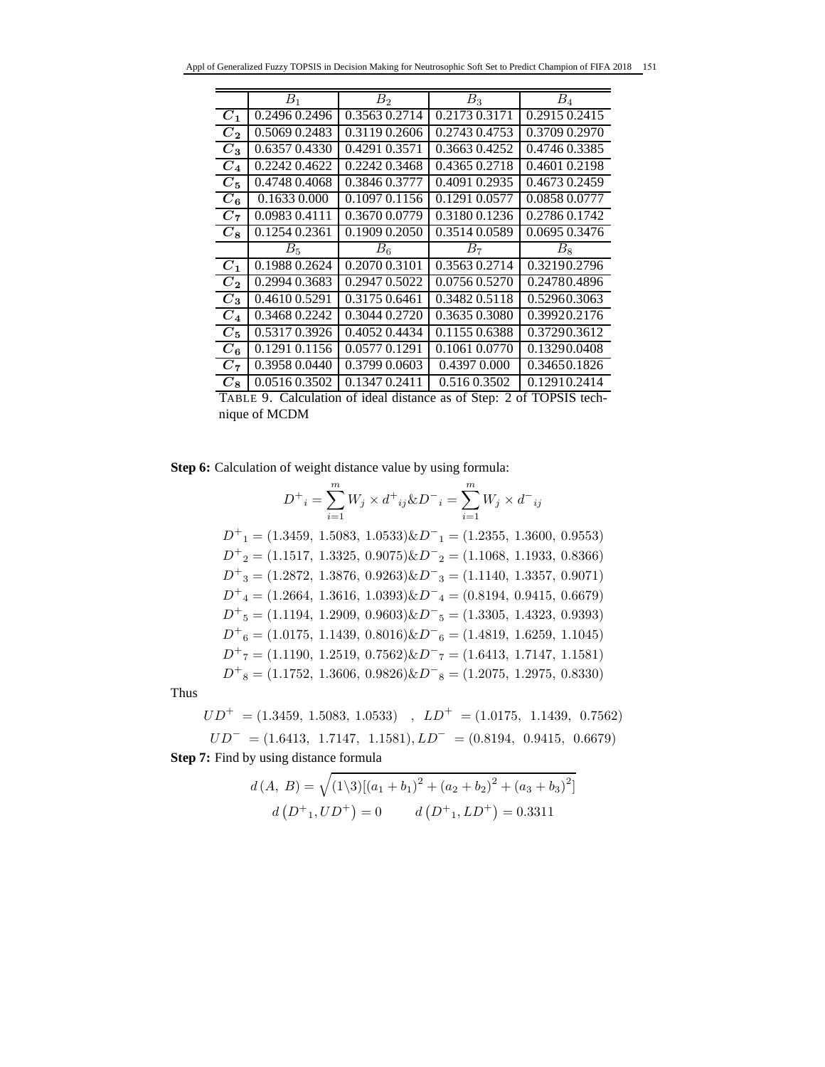|  | $B_1$ | $B_2$ | $B_3$ | $B_4$ |
|---|---|---|---|---|
| $C_1$ | 0.2496 0.2496 | 0.3563 0.2714 | 0.2173 0.3171 | 0.2915 0.2415 |
| $C_2$ | 0.5069 0.2483 | 0.3119 0.2606 | 0.2743 0.4753 | 0.3709 0.2970 |
| $C_3$ | 0.6357 0.4330 | 0.4291 0.3571 | 0.3663 0.4252 | 0.4746 0.3385 |
| $C_4$ | 0.2242 0.4622 | 0.2242 0.3468 | 0.4365 0.2718 | 0.4601 0.2198 |
| $C_5$ | 0.4748 0.4068 | 0.3846 0.3777 | 0.4091 0.2935 | 0.4673 0.2459 |
| $C_6$ | 0.1633 0.000 | 0.1097 0.1156 | 0.1291 0.0577 | 0.0858 0.0777 |
| $C_7$ | 0.0983 0.4111 | 0.3670 0.0779 | 0.3180 0.1236 | 0.2786 0.1742 |
| $C_8$ | 0.1254 0.2361 | 0.1909 0.2050 | 0.3514 0.0589 | 0.0695 0.3476 |
|  | $B_5$ | $B_6$ | $B_7$ | $B_8$ |
| $C_1$ | 0.1988 0.2624 | 0.2070 0.3101 | 0.3563 0.2714 | 0.32190.2796 |
| $C_2$ | 0.2994 0.3683 | 0.2947 0.5022 | 0.0756 0.5270 | 0.24780.4896 |
| $C_3$ | 0.4610 0.5291 | 0.3175 0.6461 | 0.3482 0.5118 | 0.52960.3063 |
| $C_4$ | 0.3468 0.2242 | 0.3044 0.2720 | 0.3635 0.3080 | 0.39920.2176 |
| $C_5$ | 0.5317 0.3926 | 0.4052 0.4434 | 0.1155 0.6388 | 0.37290.3612 |
| $C_6$ | 0.1291 0.1156 | 0.0577 0.1291 | 0.1061 0.0770 | 0.13290.0408 |
| $C_7$ | 0.3958 0.0440 | 0.3799 0.0603 | 0.4397 0.000 | 0.34650.1826 |
| $C_8$ | 0.0516 0.3502 | 0.1347 0.2411 | 0.516 0.3502 | 0.12910.2414 |

TABLE 9. Calculation of ideal distance as of Step: 2 of TOPSIS technique of MCDM

**Step 6:** Calculation of weight distance value by using formula:

$$D^{+}{}_{i} = \sum_{i=1}^{m} W_j \times d^{+}{}_{ij} \& D^{-}{}_{i} = \sum_{i=1}^{m} W_j \times d^{-}{}_{ij}$$

$$D^{+}{}_{1} = (1.3459,\ 1.5083,\ 1.0533) \& D^{-}{}_{1} = (1.2355,\ 1.3600,\ 0.9553)$$
$$D^{+}{}_{2} = (1.1517,\ 1.3325,\ 0.9075) \& D^{-}{}_{2} = (1.1068,\ 1.1933,\ 0.8366)$$
$$D^{+}{}_{3} = (1.2872,\ 1.3876,\ 0.9263) \& D^{-}{}_{3} = (1.1140,\ 1.3357,\ 0.9071)$$
$$D^{+}{}_{4} = (1.2664,\ 1.3616,\ 1.0393) \& D^{-}{}_{4} = (0.8194,\ 0.9415,\ 0.6679)$$
$$D^{+}{}_{5} = (1.1194,\ 1.2909,\ 0.9603) \& D^{-}{}_{5} = (1.3305,\ 1.4323,\ 0.9393)$$
$$D^{+}{}_{6} = (1.0175,\ 1.1439,\ 0.8016) \& D^{-}{}_{6} = (1.4819,\ 1.6259,\ 1.1045)$$
$$D^{+}{}_{7} = (1.1190,\ 1.2519,\ 0.7562) \& D^{-}{}_{7} = (1.6413,\ 1.7147,\ 1.1581)$$
$$D^{+}{}_{8} = (1.1752,\ 1.3606,\ 0.9826) \& D^{-}{}_{8} = (1.2075,\ 1.2975,\ 0.8330)$$

Thus

$$UD^{+} = (1.3459,\ 1.5083,\ 1.0533) \quad , \quad LD^{+} = (1.0175,\ 1.1439,\ 0.7562)$$
$$UD^{-} = (1.6413,\ 1.7147,\ 1.1581), LD^{-} = (0.8194,\ 0.9415,\ 0.6679)$$

**Step 7:** Find by using distance formula

$$d(A,\ B) = \sqrt{(1\backslash 3)[(a_1 + b_1)^2 + (a_2 + b_2)^2 + (a_3 + b_3)^2]}$$
$$d\left(D^{+}{}_{1}, UD^{+}\right) = 0 \qquad d\left(D^{+}{}_{1}, LD^{+}\right) = 0.3311$$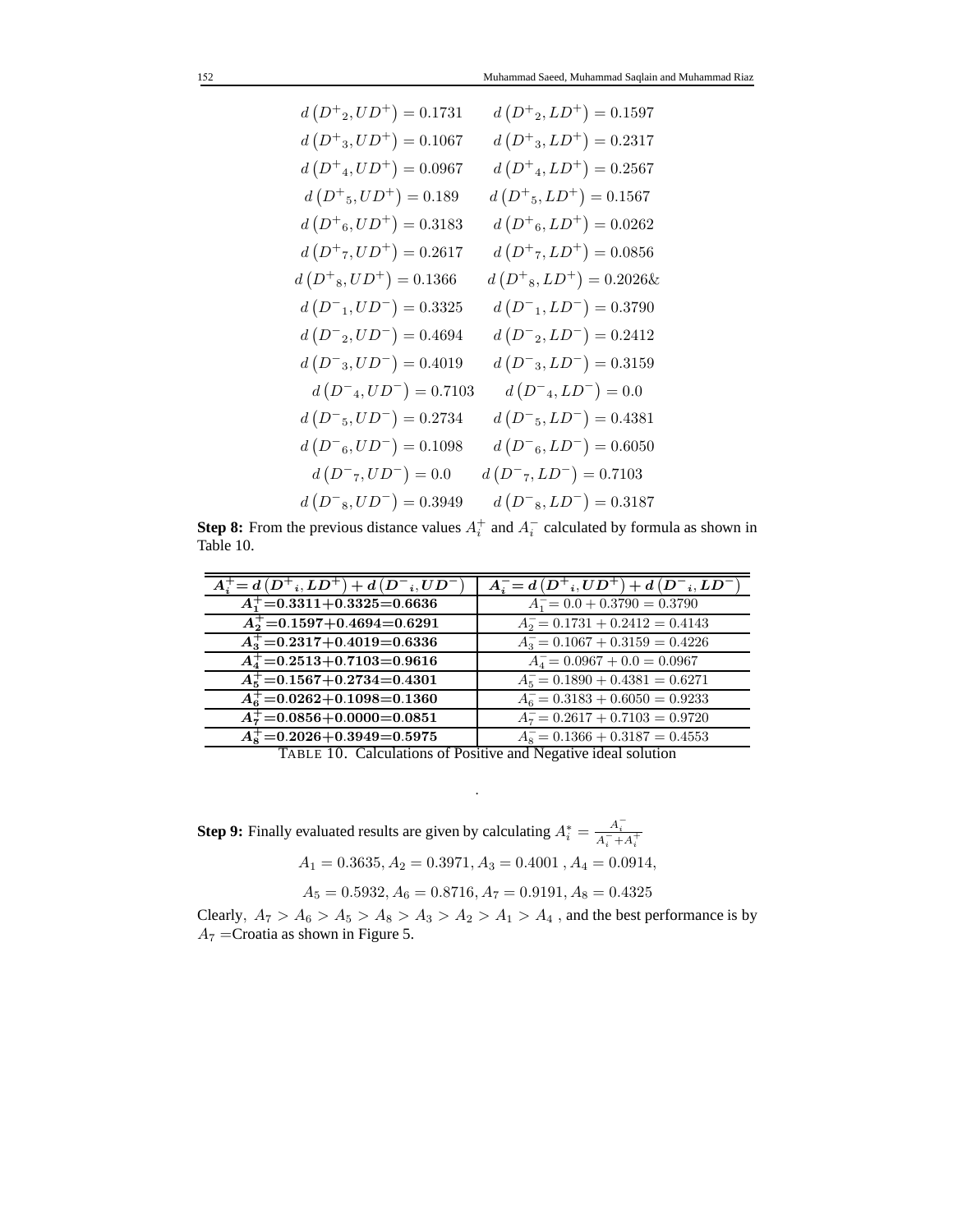$$d\left(D^{+}{}_{2}, UD^{+}\right)=0.1731 \quad d\left(D^{+}{}_{2}, LD^{+}\right)=0.1597$$
$$d\left(D^{+}{}_{3}, UD^{+}\right)=0.1067 \quad d\left(D^{+}{}_{3}, LD^{+}\right)=0.2317$$
$$d\left(D^{+}{}_{4}, UD^{+}\right)=0.0967 \quad d\left(D^{+}{}_{4}, LD^{+}\right)=0.2567$$
$$d\left(D^{+}{}_{5}, UD^{+}\right)=0.189 \quad d\left(D^{+}{}_{5}, LD^{+}\right)=0.1567$$
$$d\left(D^{+}{}_{6}, UD^{+}\right)=0.3183 \quad d\left(D^{+}{}_{6}, LD^{+}\right)=0.0262$$
$$d\left(D^{+}{}_{7}, UD^{+}\right)=0.2617 \quad d\left(D^{+}{}_{7}, LD^{+}\right)=0.0856$$
$$d\left(D^{+}{}_{8}, UD^{+}\right)=0.1366 \quad d\left(D^{+}{}_{8}, LD^{+}\right)=0.2026\&$$
$$d\left(D^{-}{}_{1}, UD^{-}\right)=0.3325 \quad d\left(D^{-}{}_{1}, LD^{-}\right)=0.3790$$
$$d\left(D^{-}{}_{2}, UD^{-}\right)=0.4694 \quad d\left(D^{-}{}_{2}, LD^{-}\right)=0.2412$$
$$d\left(D^{-}{}_{3}, UD^{-}\right)=0.4019 \quad d\left(D^{-}{}_{3}, LD^{-}\right)=0.3159$$
$$d\left(D^{-}{}_{4}, UD^{-}\right)=0.7103 \quad d\left(D^{-}{}_{4}, LD^{-}\right)=0.0$$
$$d\left(D^{-}{}_{5}, UD^{-}\right)=0.2734 \quad d\left(D^{-}{}_{5}, LD^{-}\right)=0.4381$$
$$d\left(D^{-}{}_{6}, UD^{-}\right)=0.1098 \quad d\left(D^{-}{}_{6}, LD^{-}\right)=0.6050$$
$$d\left(D^{-}{}_{7}, UD^{-}\right)=0.0 \quad d\left(D^{-}{}_{7}, LD^{-}\right)=0.7103$$
$$d\left(D^{-}{}_{8}, UD^{-}\right)=0.3949 \quad d\left(D^{-}{}_{8}, LD^{-}\right)=0.3187$$

**Step 8:** From the previous distance values $A_i^+$ and $A_i^-$ calculated by formula as shown in Table 10.

| $A_i^+ = d\left(D^+{}_i, LD^+\right) + d\left(D^-{}_i, UD^-\right)$ | $A_i^- = d\left(D^+{}_i, UD^+\right) + d\left(D^-{}_i, LD^-\right)$ |
|---|---|
| $A_1^+$=0.3311+0.3325=0.6636 | $A_1^- = 0.0 + 0.3790 = 0.3790$ |
| $A_2^+$=0.1597+0.4694=0.6291 | $A_2^- = 0.1731 + 0.2412 = 0.4143$ |
| $A_3^+$=0.2317+0.4019=0.6336 | $A_3^- = 0.1067 + 0.3159 = 0.4226$ |
| $A_4^+$=0.2513+0.7103=0.9616 | $A_4^- = 0.0967 + 0.0 = 0.0967$ |
| $A_5^+$=0.1567+0.2734=0.4301 | $A_5^- = 0.1890 + 0.4381 = 0.6271$ |
| $A_6^+$=0.0262+0.1098=0.1360 | $A_6^- = 0.3183 + 0.6050 = 0.9233$ |
| $A_7^+$=0.0856+0.0000=0.0851 | $A_7^- = 0.2617 + 0.7103 = 0.9720$ |
| $A_8^+$=0.2026+0.3949=0.5975 | $A_8^- = 0.1366 + 0.3187 = 0.4553$ |

TABLE 10. Calculations of Positive and Negative ideal solution

**Step 9:** Finally evaluated results are given by calculating $A_i^* = \frac{A_i^-}{A_i^- + A_i^+}$

$$A_1 = 0.3635, A_2 = 0.3971, A_3 = 0.4001, A_4 = 0.0914,$$

$$A_5 = 0.5932, A_6 = 0.8716, A_7 = 0.9191, A_8 = 0.4325$$

Clearly, $A_7 > A_6 > A_5 > A_8 > A_3 > A_2 > A_1 > A_4$ , and the best performance is by $A_7$ =Croatia as shown in Figure 5.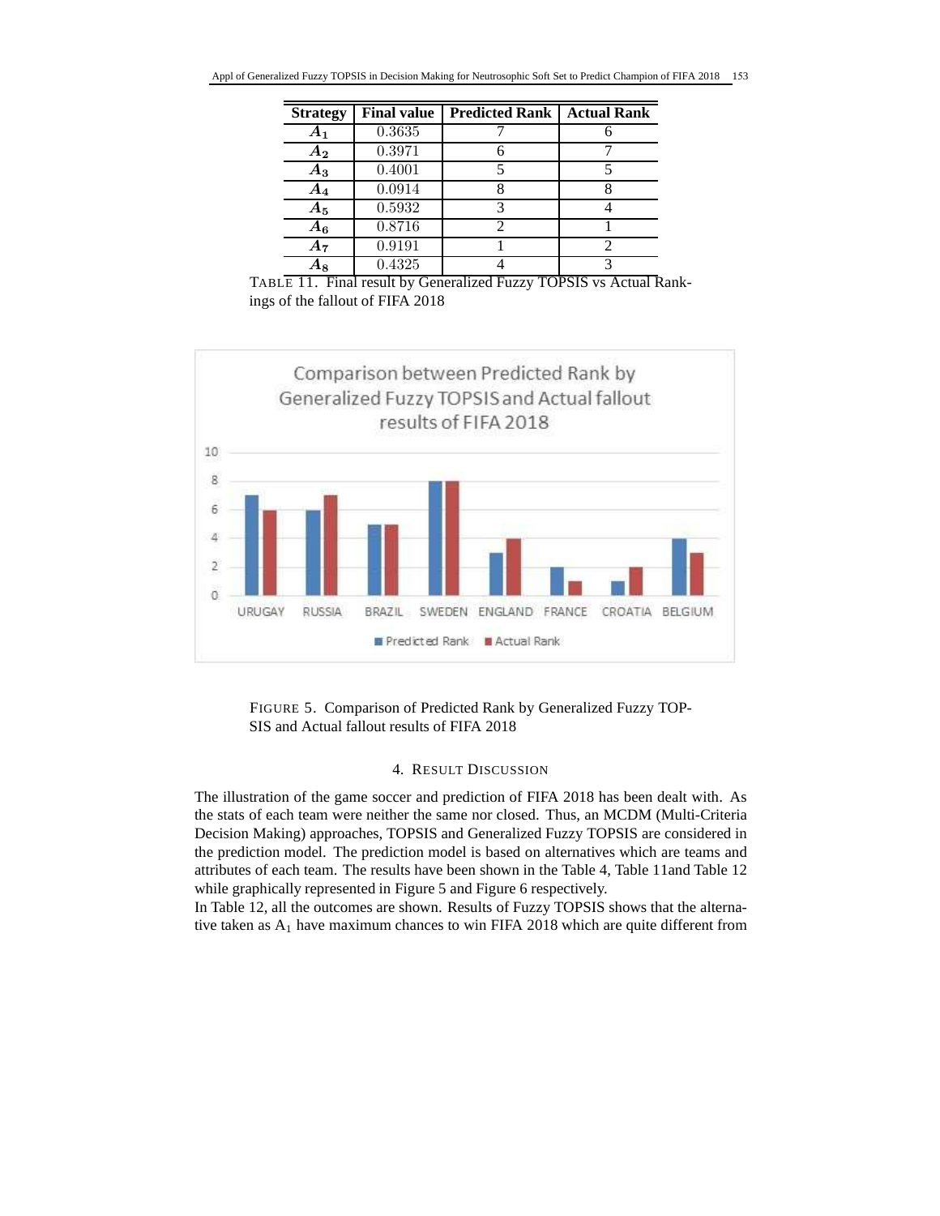| Strategy | Final value | Predicted Rank | Actual Rank |
|---|---|---|---|
| $A_1$ | 0.3635 | 7 | 6 |
| $A_2$ | 0.3971 | 6 | 7 |
| $A_3$ | 0.4001 | 5 | 5 |
| $A_4$ | 0.0914 | 8 | 8 |
| $A_5$ | 0.5932 | 3 | 4 |
| $A_6$ | 0.8716 | 2 | 1 |
| $A_7$ | 0.9191 | 1 | 2 |
| $A_8$ | 0.4325 | 4 | 3 |

TABLE 11. Final result by Generalized Fuzzy TOPSIS vs Actual Rankings of the fallout of FIFA 2018

FIGURE 5. Comparison of Predicted Rank by Generalized Fuzzy TOPSIS and Actual fallout results of FIFA 2018

## 4. RESULT DISCUSSION

The illustration of the game soccer and prediction of FIFA 2018 has been dealt with. As the stats of each team were neither the same nor closed. Thus, an MCDM (Multi-Criteria Decision Making) approaches, TOPSIS and Generalized Fuzzy TOPSIS are considered in the prediction model. The prediction model is based on alternatives which are teams and attributes of each team. The results have been shown in the Table 4, Table 11and Table 12 while graphically represented in Figure 5 and Figure 6 respectively.

In Table 12, all the outcomes are shown. Results of Fuzzy TOPSIS shows that the alternative taken as $A_1$ have maximum chances to win FIFA 2018 which are quite different from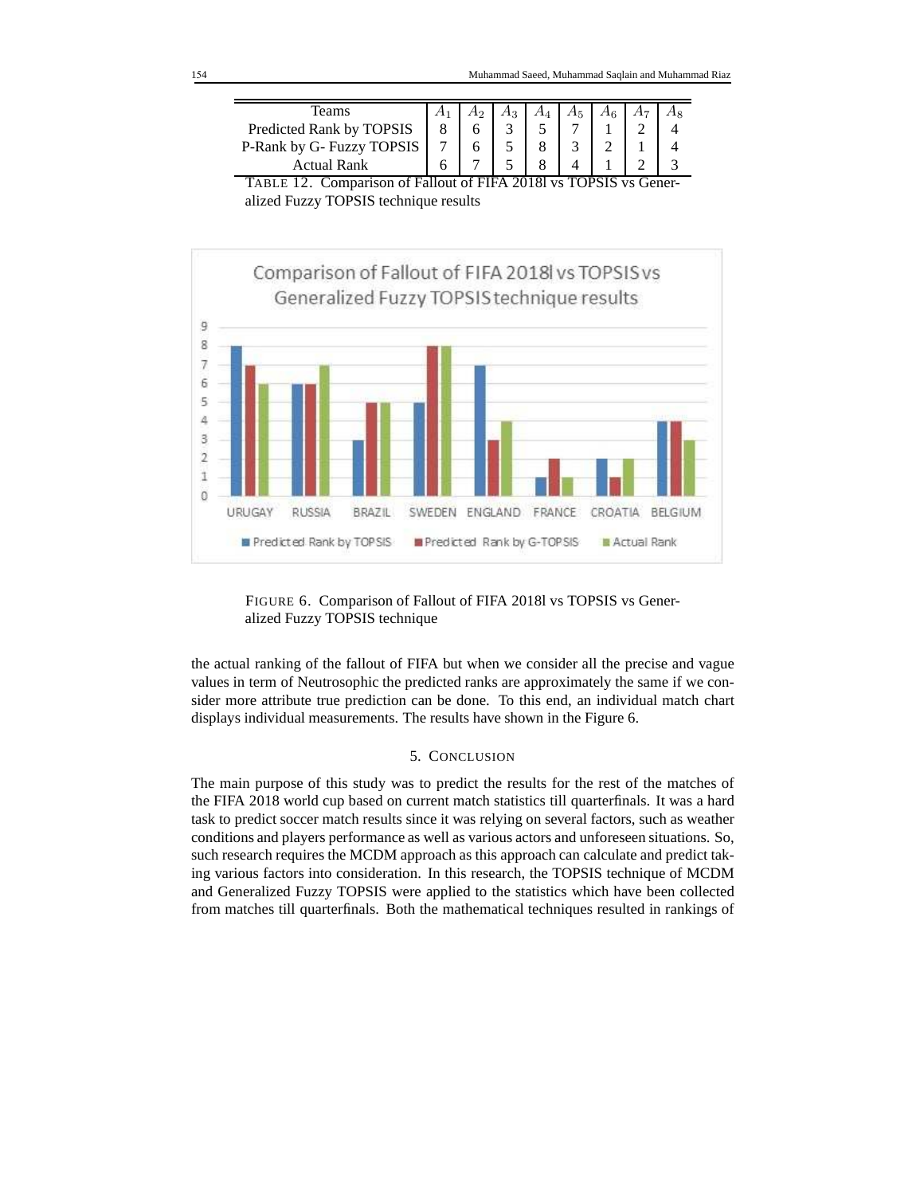| Teams | $A_1$ | $A_2$ | $A_3$ | $A_4$ | $A_5$ | $A_6$ | $A_7$ | $A_8$ |
|---|---|---|---|---|---|---|---|---|
| Predicted Rank by TOPSIS | 8 | 6 | 3 | 5 | 7 | 1 | 2 | 4 |
| P-Rank by G- Fuzzy TOPSIS | 7 | 6 | 5 | 8 | 3 | 2 | 1 | 4 |
| Actual Rank | 6 | 7 | 5 | 8 | 4 | 1 | 2 | 3 |

TABLE 12. Comparison of Fallout of FIFA 2018l vs TOPSIS vs Generalized Fuzzy TOPSIS technique results

FIGURE 6. Comparison of Fallout of FIFA 2018l vs TOPSIS vs Generalized Fuzzy TOPSIS technique

the actual ranking of the fallout of FIFA but when we consider all the precise and vague values in term of Neutrosophic the predicted ranks are approximately the same if we consider more attribute true prediction can be done. To this end, an individual match chart displays individual measurements. The results have shown in the Figure 6.

## 5. Conclusion

The main purpose of this study was to predict the results for the rest of the matches of the FIFA 2018 world cup based on current match statistics till quarterfinals. It was a hard task to predict soccer match results since it was relying on several factors, such as weather conditions and players performance as well as various actors and unforeseen situations. So, such research requires the MCDM approach as this approach can calculate and predict taking various factors into consideration. In this research, the TOPSIS technique of MCDM and Generalized Fuzzy TOPSIS were applied to the statistics which have been collected from matches till quarterfinals. Both the mathematical techniques resulted in rankings of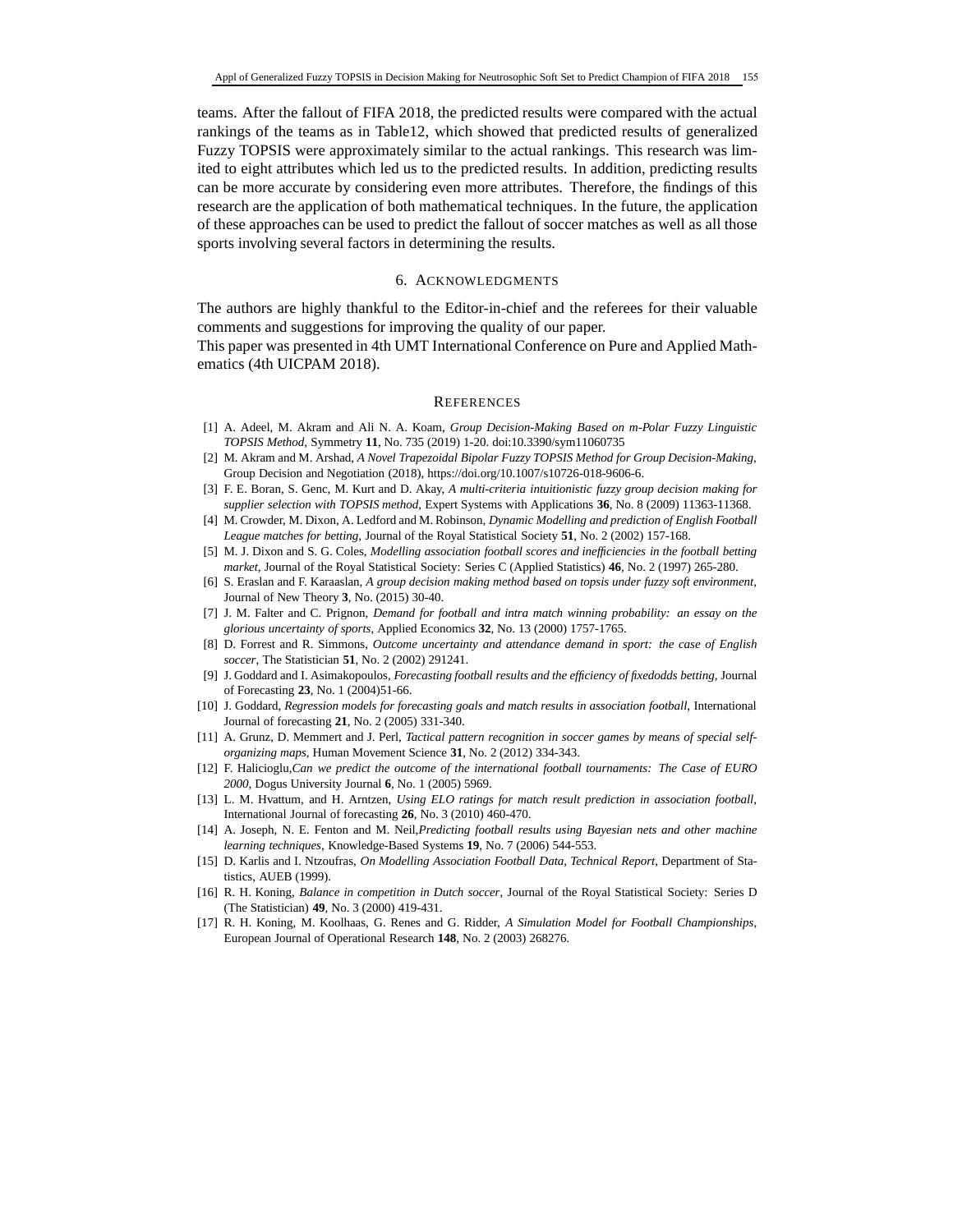teams. After the fallout of FIFA 2018, the predicted results were compared with the actual rankings of the teams as in Table12, which showed that predicted results of generalized Fuzzy TOPSIS were approximately similar to the actual rankings. This research was limited to eight attributes which led us to the predicted results. In addition, predicting results can be more accurate by considering even more attributes. Therefore, the findings of this research are the application of both mathematical techniques. In the future, the application of these approaches can be used to predict the fallout of soccer matches as well as all those sports involving several factors in determining the results.

## 6. Acknowledgments

The authors are highly thankful to the Editor-in-chief and the referees for their valuable comments and suggestions for improving the quality of our paper.
This paper was presented in 4th UMT International Conference on Pure and Applied Mathematics (4th UICPAM 2018).

## References

[1] A. Adeel, M. Akram and Ali N. A. Koam, *Group Decision-Making Based on m-Polar Fuzzy Linguistic TOPSIS Method*, Symmetry **11**, No. 735 (2019) 1-20. doi:10.3390/sym11060735

[2] M. Akram and M. Arshad, *A Novel Trapezoidal Bipolar Fuzzy TOPSIS Method for Group Decision-Making*, Group Decision and Negotiation (2018), https://doi.org/10.1007/s10726-018-9606-6.

[3] F. E. Boran, S. Genc, M. Kurt and D. Akay, *A multi-criteria intuitionistic fuzzy group decision making for supplier selection with TOPSIS method*, Expert Systems with Applications **36**, No. 8 (2009) 11363-11368.

[4] M. Crowder, M. Dixon, A. Ledford and M. Robinson, *Dynamic Modelling and prediction of English Football League matches for betting*, Journal of the Royal Statistical Society **51**, No. 2 (2002) 157-168.

[5] M. J. Dixon and S. G. Coles, *Modelling association football scores and inefficiencies in the football betting market*, Journal of the Royal Statistical Society: Series C (Applied Statistics) **46**, No. 2 (1997) 265-280.

[6] S. Eraslan and F. Karaaslan, *A group decision making method based on topsis under fuzzy soft environment*, Journal of New Theory **3**, No. (2015) 30-40.

[7] J. M. Falter and C. Prignon, *Demand for football and intra match winning probability: an essay on the glorious uncertainty of sports*, Applied Economics **32**, No. 13 (2000) 1757-1765.

[8] D. Forrest and R. Simmons, *Outcome uncertainty and attendance demand in sport: the case of English soccer*, The Statistician **51**, No. 2 (2002) 291241.

[9] J. Goddard and I. Asimakopoulos, *Forecasting football results and the efficiency of fixedodds betting*, Journal of Forecasting **23**, No. 1 (2004)51-66.

[10] J. Goddard, *Regression models for forecasting goals and match results in association football*, International Journal of forecasting **21**, No. 2 (2005) 331-340.

[11] A. Grunz, D. Memmert and J. Perl, *Tactical pattern recognition in soccer games by means of special self-organizing maps*, Human Movement Science **31**, No. 2 (2012) 334-343.

[12] F. Halicioglu,*Can we predict the outcome of the international football tournaments: The Case of EURO 2000*, Dogus University Journal **6**, No. 1 (2005) 5969.

[13] L. M. Hvattum, and H. Arntzen, *Using ELO ratings for match result prediction in association football*, International Journal of forecasting **26**, No. 3 (2010) 460-470.

[14] A. Joseph, N. E. Fenton and M. Neil,*Predicting football results using Bayesian nets and other machine learning techniques*, Knowledge-Based Systems **19**, No. 7 (2006) 544-553.

[15] D. Karlis and I. Ntzoufras, *On Modelling Association Football Data, Technical Report*, Department of Statistics, AUEB (1999).

[16] R. H. Koning, *Balance in competition in Dutch soccer*, Journal of the Royal Statistical Society: Series D (The Statistician) **49**, No. 3 (2000) 419-431.

[17] R. H. Koning, M. Koolhaas, G. Renes and G. Ridder, *A Simulation Model for Football Championships*, European Journal of Operational Research **148**, No. 2 (2003) 268276.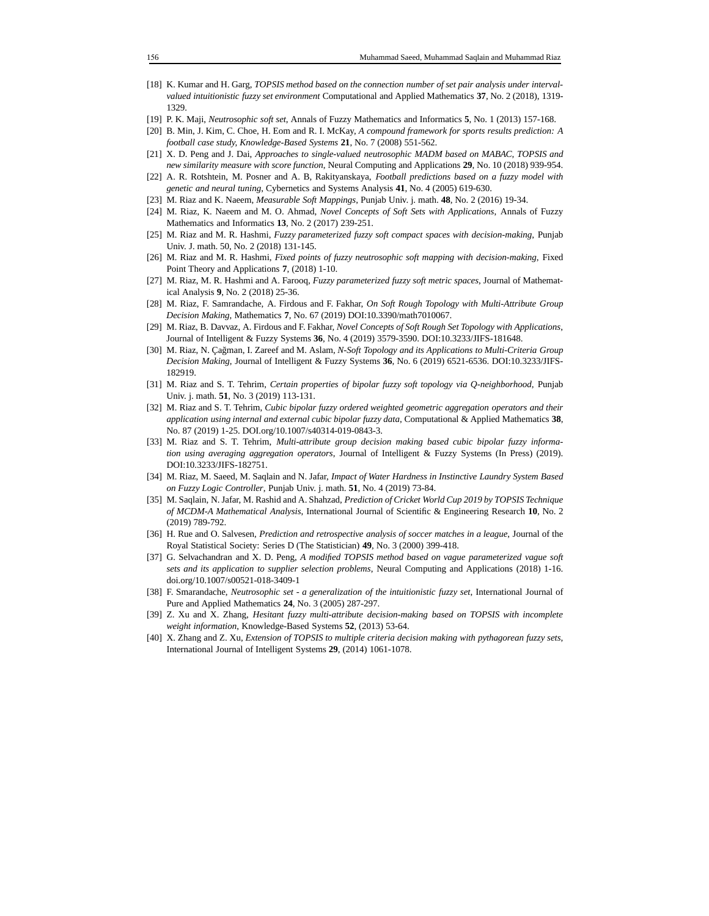[18] K. Kumar and H. Garg, *TOPSIS method based on the connection number of set pair analysis under interval-valued intuitionistic fuzzy set environment* Computational and Applied Mathematics **37**, No. 2 (2018), 1319-1329.

[19] P. K. Maji, *Neutrosophic soft set*, Annals of Fuzzy Mathematics and Informatics **5**, No. 1 (2013) 157-168.

[20] B. Min, J. Kim, C. Choe, H. Eom and R. I. McKay, *A compound framework for sports results prediction: A football case study, Knowledge-Based Systems* **21**, No. 7 (2008) 551-562.

[21] X. D. Peng and J. Dai, *Approaches to single-valued neutrosophic MADM based on MABAC, TOPSIS and new similarity measure with score function*, Neural Computing and Applications **29**, No. 10 (2018) 939-954.

[22] A. R. Rotshtein, M. Posner and A. B, Rakityanskaya, *Football predictions based on a fuzzy model with genetic and neural tuning*, Cybernetics and Systems Analysis **41**, No. 4 (2005) 619-630.

[23] M. Riaz and K. Naeem, *Measurable Soft Mappings*, Punjab Univ. j. math. **48**, No. 2 (2016) 19-34.

[24] M. Riaz, K. Naeem and M. O. Ahmad, *Novel Concepts of Soft Sets with Applications*, Annals of Fuzzy Mathematics and Informatics **13**, No. 2 (2017) 239-251.

[25] M. Riaz and M. R. Hashmi, *Fuzzy parameterized fuzzy soft compact spaces with decision-making*, Punjab Univ. J. math. 50, No. 2 (2018) 131-145.

[26] M. Riaz and M. R. Hashmi, *Fixed points of fuzzy neutrosophic soft mapping with decision-making*, Fixed Point Theory and Applications **7**, (2018) 1-10.

[27] M. Riaz, M. R. Hashmi and A. Farooq, *Fuzzy parameterized fuzzy soft metric spaces*, Journal of Mathematical Analysis **9**, No. 2 (2018) 25-36.

[28] M. Riaz, F. Samrandache, A. Firdous and F. Fakhar, *On Soft Rough Topology with Multi-Attribute Group Decision Making*, Mathematics **7**, No. 67 (2019) DOI:10.3390/math7010067.

[29] M. Riaz, B. Davvaz, A. Firdous and F. Fakhar, *Novel Concepts of Soft Rough Set Topology with Applications*, Journal of Intelligent & Fuzzy Systems **36**, No. 4 (2019) 3579-3590. DOI:10.3233/JIFS-181648.

[30] M. Riaz, N. Çağman, I. Zareef and M. Aslam, *N-Soft Topology and its Applications to Multi-Criteria Group Decision Making*, Journal of Intelligent & Fuzzy Systems **36**, No. 6 (2019) 6521-6536. DOI:10.3233/JIFS-182919.

[31] M. Riaz and S. T. Tehrim, *Certain properties of bipolar fuzzy soft topology via Q-neighborhood*, Punjab Univ. j. math. **51**, No. 3 (2019) 113-131.

[32] M. Riaz and S. T. Tehrim, *Cubic bipolar fuzzy ordered weighted geometric aggregation operators and their application using internal and external cubic bipolar fuzzy data*, Computational & Applied Mathematics **38**, No. 87 (2019) 1-25. DOI.org/10.1007/s40314-019-0843-3.

[33] M. Riaz and S. T. Tehrim, *Multi-attribute group decision making based cubic bipolar fuzzy information using averaging aggregation operators*, Journal of Intelligent & Fuzzy Systems (In Press) (2019). DOI:10.3233/JIFS-182751.

[34] M. Riaz, M. Saeed, M. Saqlain and N. Jafar, *Impact of Water Hardness in Instinctive Laundry System Based on Fuzzy Logic Controller*, Punjab Univ. j. math. **51**, No. 4 (2019) 73-84.

[35] M. Saqlain, N. Jafar, M. Rashid and A. Shahzad, *Prediction of Cricket World Cup 2019 by TOPSIS Technique of MCDM-A Mathematical Analysis*, International Journal of Scientific & Engineering Research **10**, No. 2 (2019) 789-792.

[36] H. Rue and O. Salvesen, *Prediction and retrospective analysis of soccer matches in a league*, Journal of the Royal Statistical Society: Series D (The Statistician) **49**, No. 3 (2000) 399-418.

[37] G. Selvachandran and X. D. Peng, *A modified TOPSIS method based on vague parameterized vague soft sets and its application to supplier selection problems*, Neural Computing and Applications (2018) 1-16. doi.org/10.1007/s00521-018-3409-1

[38] F. Smarandache, *Neutrosophic set - a generalization of the intuitionistic fuzzy set*, International Journal of Pure and Applied Mathematics **24**, No. 3 (2005) 287-297.

[39] Z. Xu and X. Zhang, *Hesitant fuzzy multi-attribute decision-making based on TOPSIS with incomplete weight information*, Knowledge-Based Systems **52**, (2013) 53-64.

[40] X. Zhang and Z. Xu, *Extension of TOPSIS to multiple criteria decision making with pythagorean fuzzy sets*, International Journal of Intelligent Systems **29**, (2014) 1061-1078.